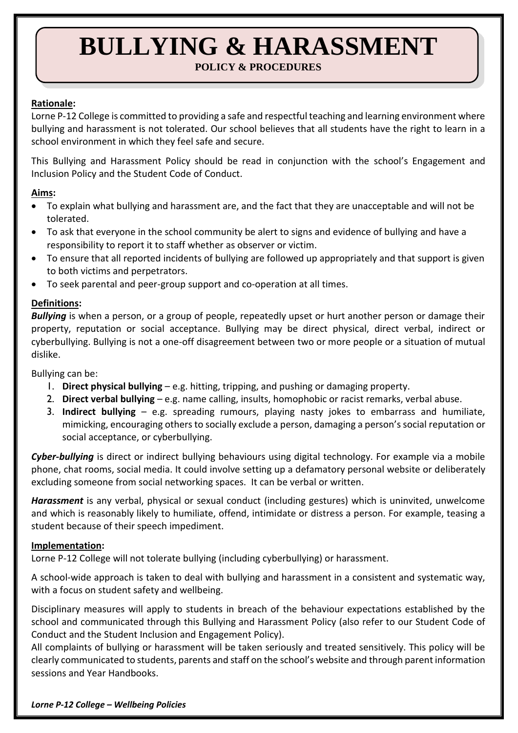# BULLYING & HARASSMENT

**POLICY & PROCEDURES**

**Rationale:**

Lorne P-12 College is committed to providing a safe and respectful teaching and learning environment where bullying and harassment is not tolerated. Our school believes that all students have the right to learn in a school environment in which they feel safe and secure.

This Bullying and Harassment Policy should be read in conjunction with the school's Engagement and Inclusion Policy and the Student Code of Conduct.

**Aims:**

- To explain what bullying and harassment are, and the fact that they are unacceptable and will not be tolerated.
- To ask that everyone in the school community be alert to signs and evidence of bullying and have a responsibility to report it to staff whether as observer or victim.
- To ensure that all reported incidents of bullying are followed up appropriately and that support is given to both victims and perpetrators.
- To seek parental and peer-group support and co-operation at all times.

**Definitions:**

***Bullying*** is when a person, or a group of people, repeatedly upset or hurt another person or damage their property, reputation or social acceptance. Bullying may be direct physical, direct verbal, indirect or cyberbullying. Bullying is not a one-off disagreement between two or more people or a situation of mutual dislike.

Bullying can be:

1. **Direct physical bullying** – e.g. hitting, tripping, and pushing or damaging property.
2. **Direct verbal bullying** – e.g. name calling, insults, homophobic or racist remarks, verbal abuse.
3. **Indirect bullying** – e.g. spreading rumours, playing nasty jokes to embarrass and humiliate, mimicking, encouraging others to socially exclude a person, damaging a person's social reputation or social acceptance, or cyberbullying.

***Cyber-bullying*** is direct or indirect bullying behaviours using digital technology. For example via a mobile phone, chat rooms, social media. It could involve setting up a defamatory personal website or deliberately excluding someone from social networking spaces. It can be verbal or written.

***Harassment*** is any verbal, physical or sexual conduct (including gestures) which is uninvited, unwelcome and which is reasonably likely to humiliate, offend, intimidate or distress a person. For example, teasing a student because of their speech impediment.

**Implementation:**

Lorne P-12 College will not tolerate bullying (including cyberbullying) or harassment.

A school-wide approach is taken to deal with bullying and harassment in a consistent and systematic way, with a focus on student safety and wellbeing.

Disciplinary measures will apply to students in breach of the behaviour expectations established by the school and communicated through this Bullying and Harassment Policy (also refer to our Student Code of Conduct and the Student Inclusion and Engagement Policy).

All complaints of bullying or harassment will be taken seriously and treated sensitively. This policy will be clearly communicated to students, parents and staff on the school's website and through parent information sessions and Year Handbooks.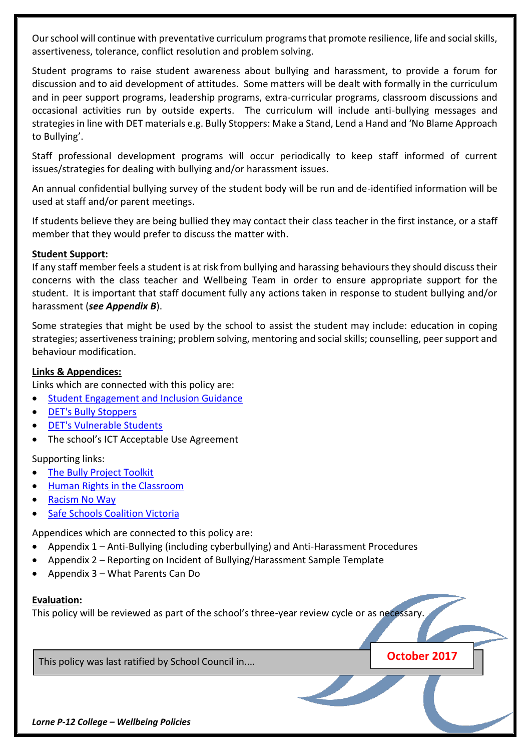Our school will continue with preventative curriculum programs that promote resilience, life and social skills, assertiveness, tolerance, conflict resolution and problem solving.

Student programs to raise student awareness about bullying and harassment, to provide a forum for discussion and to aid development of attitudes. Some matters will be dealt with formally in the curriculum and in peer support programs, leadership programs, extra-curricular programs, classroom discussions and occasional activities run by outside experts. The curriculum will include anti-bullying messages and strategies in line with DET materials e.g. Bully Stoppers: Make a Stand, Lend a Hand and 'No Blame Approach to Bullying'.

Staff professional development programs will occur periodically to keep staff informed of current issues/strategies for dealing with bullying and/or harassment issues.

An annual confidential bullying survey of the student body will be run and de-identified information will be used at staff and/or parent meetings.

If students believe they are being bullied they may contact their class teacher in the first instance, or a staff member that they would prefer to discuss the matter with.

**Student Support:**
If any staff member feels a student is at risk from bullying and harassing behaviours they should discuss their concerns with the class teacher and Wellbeing Team in order to ensure appropriate support for the student. It is important that staff document fully any actions taken in response to student bullying and/or harassment (***see Appendix B***).

Some strategies that might be used by the school to assist the student may include: education in coping strategies; assertiveness training; problem solving, mentoring and social skills; counselling, peer support and behaviour modification.

**Links & Appendices:**
Links which are connected with this policy are:

- Student Engagement and Inclusion Guidance
- DET's Bully Stoppers
- DET's Vulnerable Students
- The school's ICT Acceptable Use Agreement

Supporting links:

- The Bully Project Toolkit
- Human Rights in the Classroom
- Racism No Way
- Safe Schools Coalition Victoria

Appendices which are connected to this policy are:

- Appendix 1 – Anti-Bullying (including cyberbullying) and Anti-Harassment Procedures
- Appendix 2 – Reporting on Incident of Bullying/Harassment Sample Template
- Appendix 3 – What Parents Can Do

**Evaluation:**
This policy will be reviewed as part of the school's three-year review cycle or as necessary.

| This policy was last ratified by School Council in.... | **October 2017** |
|---|---|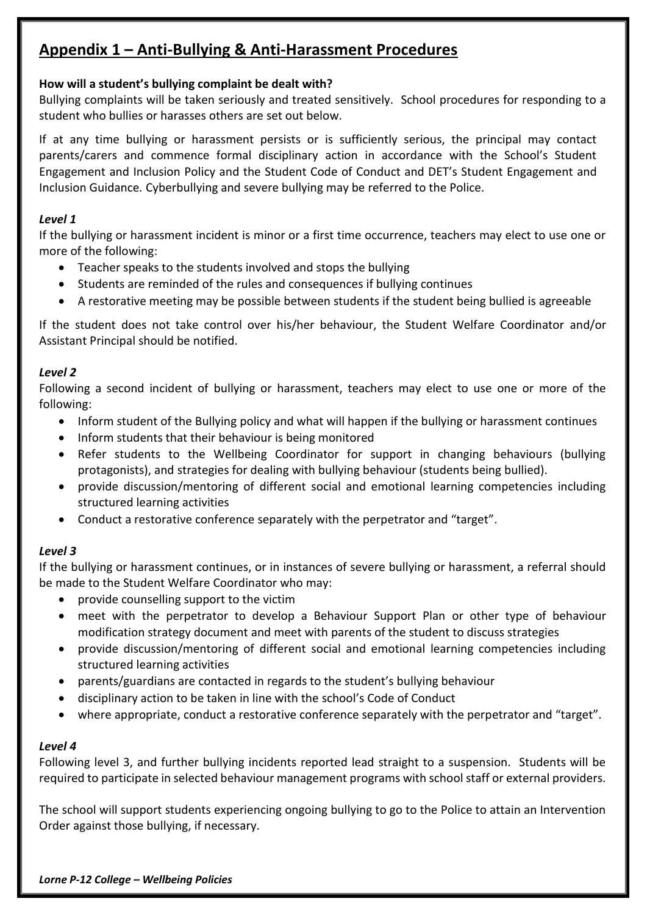## Appendix 1 – Anti-Bullying & Anti-Harassment Procedures

**How will a student's bullying complaint be dealt with?**

Bullying complaints will be taken seriously and treated sensitively. School procedures for responding to a student who bullies or harasses others are set out below.

If at any time bullying or harassment persists or is sufficiently serious, the principal may contact parents/carers and commence formal disciplinary action in accordance with the School's Student Engagement and Inclusion Policy and the Student Code of Conduct and DET's Student Engagement and Inclusion Guidance. Cyberbullying and severe bullying may be referred to the Police.

***Level 1***

If the bullying or harassment incident is minor or a first time occurrence, teachers may elect to use one or more of the following:

- Teacher speaks to the students involved and stops the bullying
- Students are reminded of the rules and consequences if bullying continues
- A restorative meeting may be possible between students if the student being bullied is agreeable

If the student does not take control over his/her behaviour, the Student Welfare Coordinator and/or Assistant Principal should be notified.

***Level 2***

Following a second incident of bullying or harassment, teachers may elect to use one or more of the following:

- Inform student of the Bullying policy and what will happen if the bullying or harassment continues
- Inform students that their behaviour is being monitored
- Refer students to the Wellbeing Coordinator for support in changing behaviours (bullying protagonists), and strategies for dealing with bullying behaviour (students being bullied).
- provide discussion/mentoring of different social and emotional learning competencies including structured learning activities
- Conduct a restorative conference separately with the perpetrator and "target".

***Level 3***

If the bullying or harassment continues, or in instances of severe bullying or harassment, a referral should be made to the Student Welfare Coordinator who may:

- provide counselling support to the victim
- meet with the perpetrator to develop a Behaviour Support Plan or other type of behaviour modification strategy document and meet with parents of the student to discuss strategies
- provide discussion/mentoring of different social and emotional learning competencies including structured learning activities
- parents/guardians are contacted in regards to the student's bullying behaviour
- disciplinary action to be taken in line with the school's Code of Conduct
- where appropriate, conduct a restorative conference separately with the perpetrator and "target".

***Level 4***

Following level 3, and further bullying incidents reported lead straight to a suspension. Students will be required to participate in selected behaviour management programs with school staff or external providers.

The school will support students experiencing ongoing bullying to go to the Police to attain an Intervention Order against those bullying, if necessary.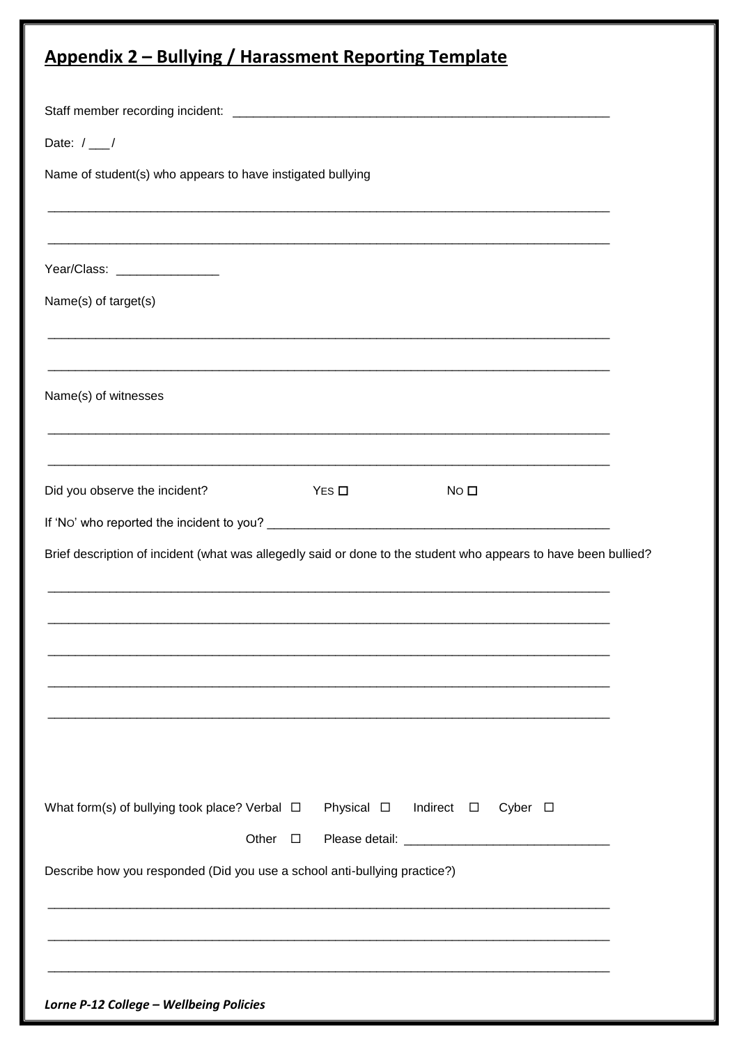## Appendix 2 – Bullying / Harassment Reporting Template

Staff member recording incident: ______________________________________________________

Date: / ___ /

Name of student(s) who appears to have instigated bullying

________________________________________________________________________________

________________________________________________________________________________

Year/Class: _______________

Name(s) of target(s)

________________________________________________________________________________

________________________________________________________________________________

Name(s) of witnesses

________________________________________________________________________________

________________________________________________________________________________

Did you observe the incident? YES ☐ NO ☐

If 'NO' who reported the incident to you? ___________________________________________________

Brief description of incident (what was allegedly said or done to the student who appears to have been bullied?

________________________________________________________________________________

________________________________________________________________________________

________________________________________________________________________________

________________________________________________________________________________

________________________________________________________________________________

What form(s) of bullying took place? Verbal ☐ Physical ☐ Indirect ☐ Cyber ☐

Other ☐ Please detail: _____________________________

Describe how you responded (Did you use a school anti-bullying practice?)

________________________________________________________________________________

________________________________________________________________________________

________________________________________________________________________________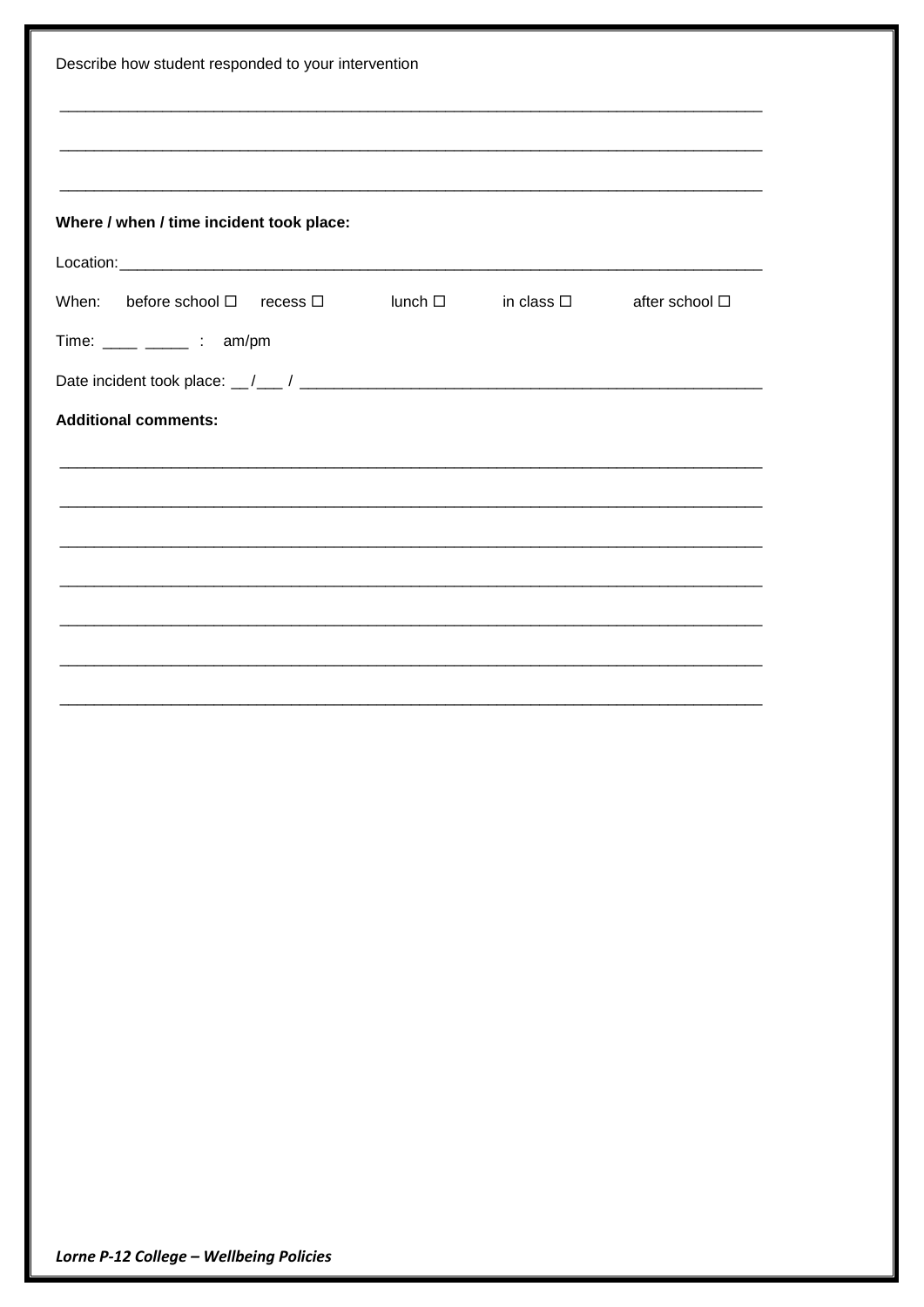Describe how student responded to your intervention

___________________________________________________________________________

___________________________________________________________________________

___________________________________________________________________________

**Where / when / time incident took place:**

Location:_________________________________________________________________

When: before school ☐ recess ☐ lunch ☐ in class ☐ after school ☐

Time: ____ _____ : am/pm

Date incident took place: __/___ / ________________________________________________

**Additional comments:**

___________________________________________________________________________

___________________________________________________________________________

___________________________________________________________________________

___________________________________________________________________________

___________________________________________________________________________

___________________________________________________________________________

___________________________________________________________________________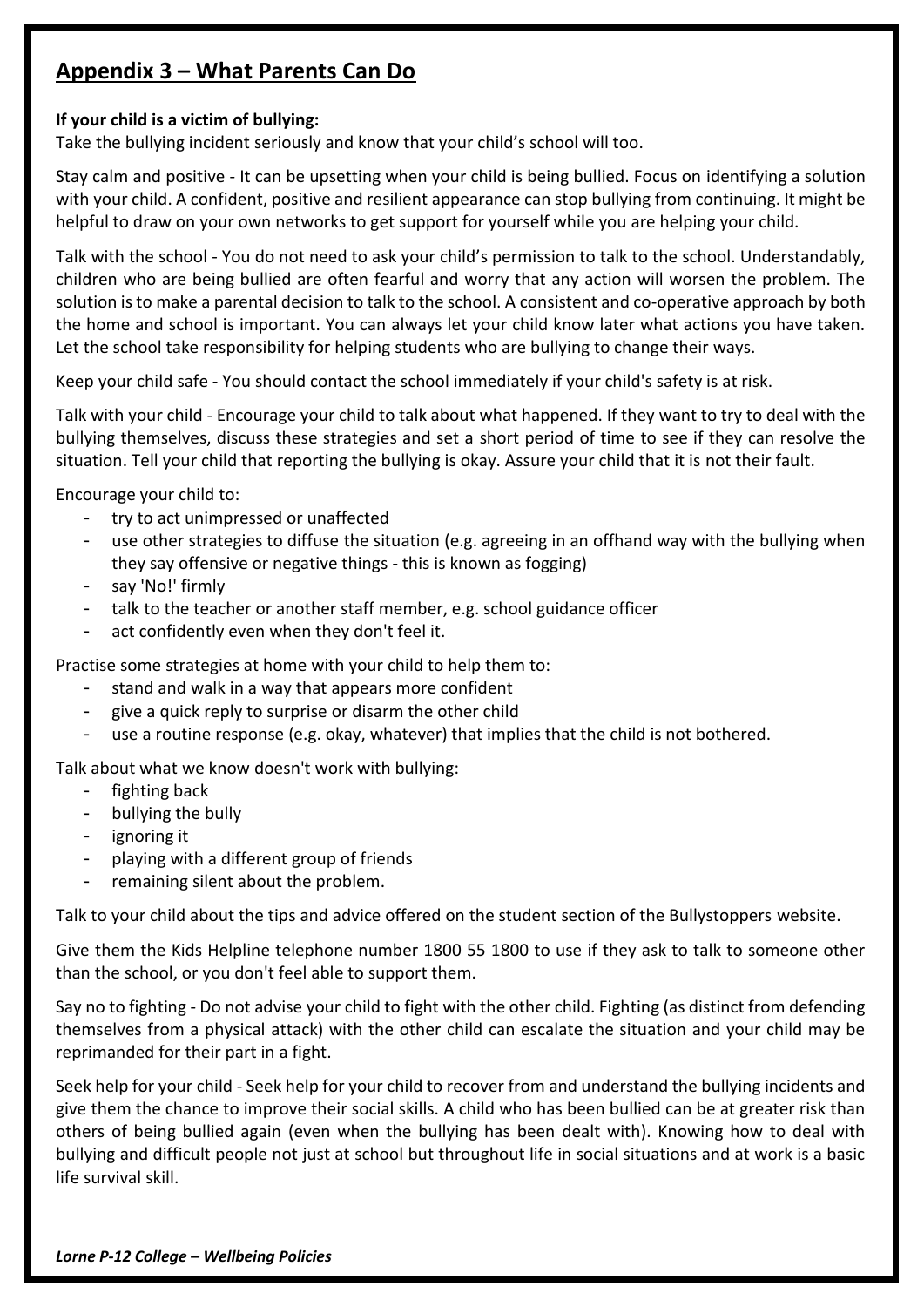## Appendix 3 – What Parents Can Do

**If your child is a victim of bullying:**
Take the bullying incident seriously and know that your child's school will too.

Stay calm and positive - It can be upsetting when your child is being bullied. Focus on identifying a solution with your child. A confident, positive and resilient appearance can stop bullying from continuing. It might be helpful to draw on your own networks to get support for yourself while you are helping your child.

Talk with the school - You do not need to ask your child's permission to talk to the school. Understandably, children who are being bullied are often fearful and worry that any action will worsen the problem. The solution is to make a parental decision to talk to the school. A consistent and co-operative approach by both the home and school is important. You can always let your child know later what actions you have taken. Let the school take responsibility for helping students who are bullying to change their ways.

Keep your child safe - You should contact the school immediately if your child's safety is at risk.

Talk with your child - Encourage your child to talk about what happened. If they want to try to deal with the bullying themselves, discuss these strategies and set a short period of time to see if they can resolve the situation. Tell your child that reporting the bullying is okay. Assure your child that it is not their fault.

Encourage your child to:

- try to act unimpressed or unaffected
- use other strategies to diffuse the situation (e.g. agreeing in an offhand way with the bullying when they say offensive or negative things - this is known as fogging)
- say 'No!' firmly
- talk to the teacher or another staff member, e.g. school guidance officer
- act confidently even when they don't feel it.

Practise some strategies at home with your child to help them to:

- stand and walk in a way that appears more confident
- give a quick reply to surprise or disarm the other child
- use a routine response (e.g. okay, whatever) that implies that the child is not bothered.

Talk about what we know doesn't work with bullying:

- fighting back
- bullying the bully
- ignoring it
- playing with a different group of friends
- remaining silent about the problem.

Talk to your child about the tips and advice offered on the student section of the Bullystoppers website.

Give them the Kids Helpline telephone number 1800 55 1800 to use if they ask to talk to someone other than the school, or you don't feel able to support them.

Say no to fighting - Do not advise your child to fight with the other child. Fighting (as distinct from defending themselves from a physical attack) with the other child can escalate the situation and your child may be reprimanded for their part in a fight.

Seek help for your child - Seek help for your child to recover from and understand the bullying incidents and give them the chance to improve their social skills. A child who has been bullied can be at greater risk than others of being bullied again (even when the bullying has been dealt with). Knowing how to deal with bullying and difficult people not just at school but throughout life in social situations and at work is a basic life survival skill.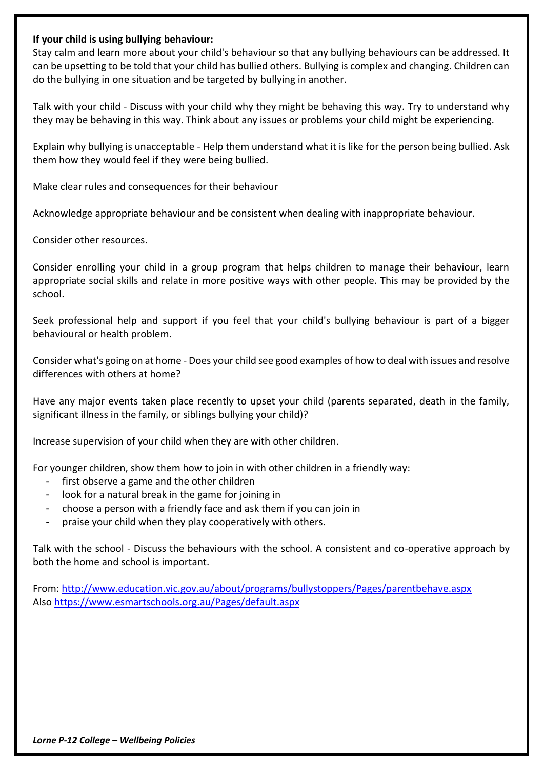**If your child is using bullying behaviour:**

Stay calm and learn more about your child's behaviour so that any bullying behaviours can be addressed. It can be upsetting to be told that your child has bullied others. Bullying is complex and changing. Children can do the bullying in one situation and be targeted by bullying in another.

Talk with your child - Discuss with your child why they might be behaving this way. Try to understand why they may be behaving in this way. Think about any issues or problems your child might be experiencing.

Explain why bullying is unacceptable - Help them understand what it is like for the person being bullied. Ask them how they would feel if they were being bullied.

Make clear rules and consequences for their behaviour

Acknowledge appropriate behaviour and be consistent when dealing with inappropriate behaviour.

Consider other resources.

Consider enrolling your child in a group program that helps children to manage their behaviour, learn appropriate social skills and relate in more positive ways with other people. This may be provided by the school.

Seek professional help and support if you feel that your child's bullying behaviour is part of a bigger behavioural or health problem.

Consider what's going on at home - Does your child see good examples of how to deal with issues and resolve differences with others at home?

Have any major events taken place recently to upset your child (parents separated, death in the family, significant illness in the family, or siblings bullying your child)?

Increase supervision of your child when they are with other children.

For younger children, show them how to join in with other children in a friendly way:

- first observe a game and the other children
- look for a natural break in the game for joining in
- choose a person with a friendly face and ask them if you can join in
- praise your child when they play cooperatively with others.

Talk with the school - Discuss the behaviours with the school. A consistent and co-operative approach by both the home and school is important.

From: http://www.education.vic.gov.au/about/programs/bullystoppers/Pages/parentbehave.aspx
Also https://www.esmartschools.org.au/Pages/default.aspx